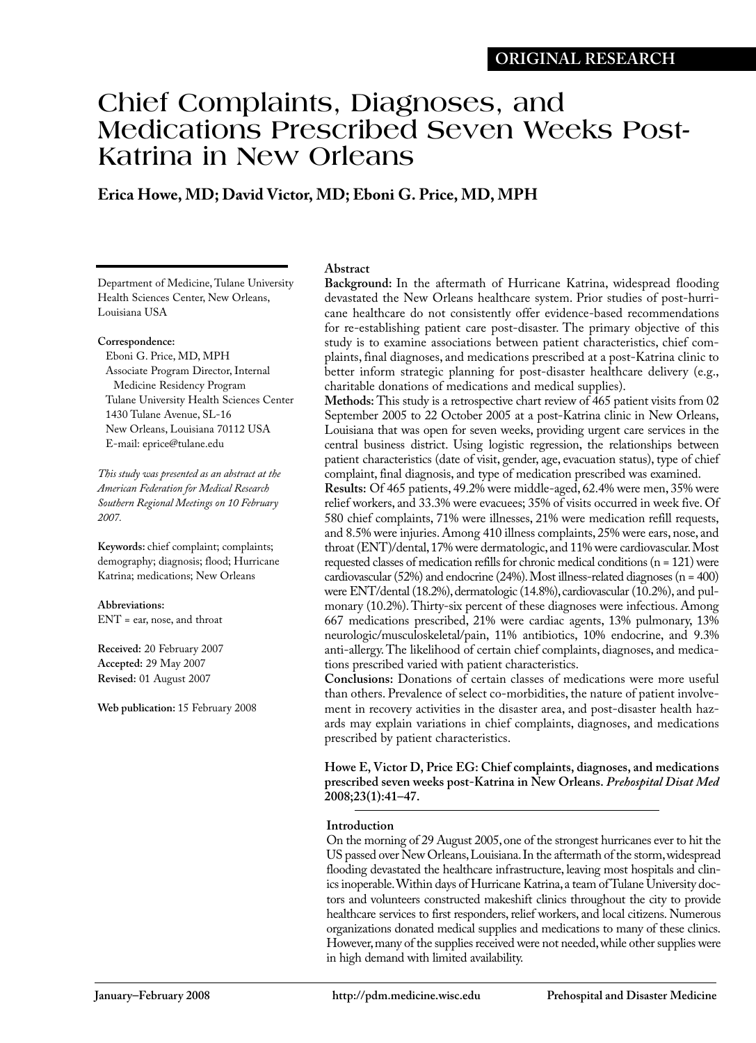ORIGINAL RESEARCH

# Chief Complaints, Diagnoses, and Medications Prescribed Seven Weeks Post-Katrina in New Orleans

**Erica Howe, MD; David Victor, MD; Eboni G. Price, MD, MPH**

Department of Medicine, Tulane University Health Sciences Center, New Orleans, Louisiana USA

**Correspondence:**
Eboni G. Price, MD, MPH
Associate Program Director, Internal Medicine Residency Program
Tulane University Health Sciences Center
1430 Tulane Avenue, SL-16
New Orleans, Louisiana 70112 USA
E-mail: eprice@tulane.edu

*This study was presented as an abstract at the American Federation for Medical Research Southern Regional Meetings on 10 February 2007.*

**Keywords:** chief complaint; complaints; demography; diagnosis; flood; Hurricane Katrina; medications; New Orleans

**Abbreviations:**
ENT = ear, nose, and throat

**Received:** 20 February 2007
**Accepted:** 29 May 2007
**Revised:** 01 August 2007

**Web publication:** 15 February 2008

## Abstract

**Background:** In the aftermath of Hurricane Katrina, widespread flooding devastated the New Orleans healthcare system. Prior studies of post-hurricane healthcare do not consistently offer evidence-based recommendations for re-establishing patient care post-disaster. The primary objective of this study is to examine associations between patient characteristics, chief complaints, final diagnoses, and medications prescribed at a post-Katrina clinic to better inform strategic planning for post-disaster healthcare delivery (e.g., charitable donations of medications and medical supplies).

**Methods:** This study is a retrospective chart review of 465 patient visits from 02 September 2005 to 22 October 2005 at a post-Katrina clinic in New Orleans, Louisiana that was open for seven weeks, providing urgent care services in the central business district. Using logistic regression, the relationships between patient characteristics (date of visit, gender, age, evacuation status), type of chief complaint, final diagnosis, and type of medication prescribed was examined.

**Results:** Of 465 patients, 49.2% were middle-aged, 62.4% were men, 35% were relief workers, and 33.3% were evacuees; 35% of visits occurred in week five. Of 580 chief complaints, 71% were illnesses, 21% were medication refill requests, and 8.5% were injuries. Among 410 illness complaints, 25% were ears, nose, and throat (ENT)/dental, 17% were dermatologic, and 11% were cardiovascular. Most requested classes of medication refills for chronic medical conditions (n = 121) were cardiovascular (52%) and endocrine (24%). Most illness-related diagnoses (n = 400) were ENT/dental (18.2%), dermatologic (14.8%), cardiovascular (10.2%), and pulmonary (10.2%). Thirty-six percent of these diagnoses were infectious. Among 667 medications prescribed, 21% were cardiac agents, 13% pulmonary, 13% neurologic/musculoskeletal/pain, 11% antibiotics, 10% endocrine, and 9.3% anti-allergy. The likelihood of certain chief complaints, diagnoses, and medications prescribed varied with patient characteristics.

**Conclusions:** Donations of certain classes of medications were more useful than others. Prevalence of select co-morbidities, the nature of patient involvement in recovery activities in the disaster area, and post-disaster health hazards may explain variations in chief complaints, diagnoses, and medications prescribed by patient characteristics.

**Howe E, Victor D, Price EG: Chief complaints, diagnoses, and medications prescribed seven weeks post-Katrina in New Orleans. *Prehospital Disat Med* 2008;23(1):41–47.**

## Introduction

On the morning of 29 August 2005, one of the strongest hurricanes ever to hit the US passed over New Orleans, Louisiana. In the aftermath of the storm, widespread flooding devastated the healthcare infrastructure, leaving most hospitals and clinics inoperable. Within days of Hurricane Katrina, a team of Tulane University doctors and volunteers constructed makeshift clinics throughout the city to provide healthcare services to first responders, relief workers, and local citizens. Numerous organizations donated medical supplies and medications to many of these clinics. However, many of the supplies received were not needed, while other supplies were in high demand with limited availability.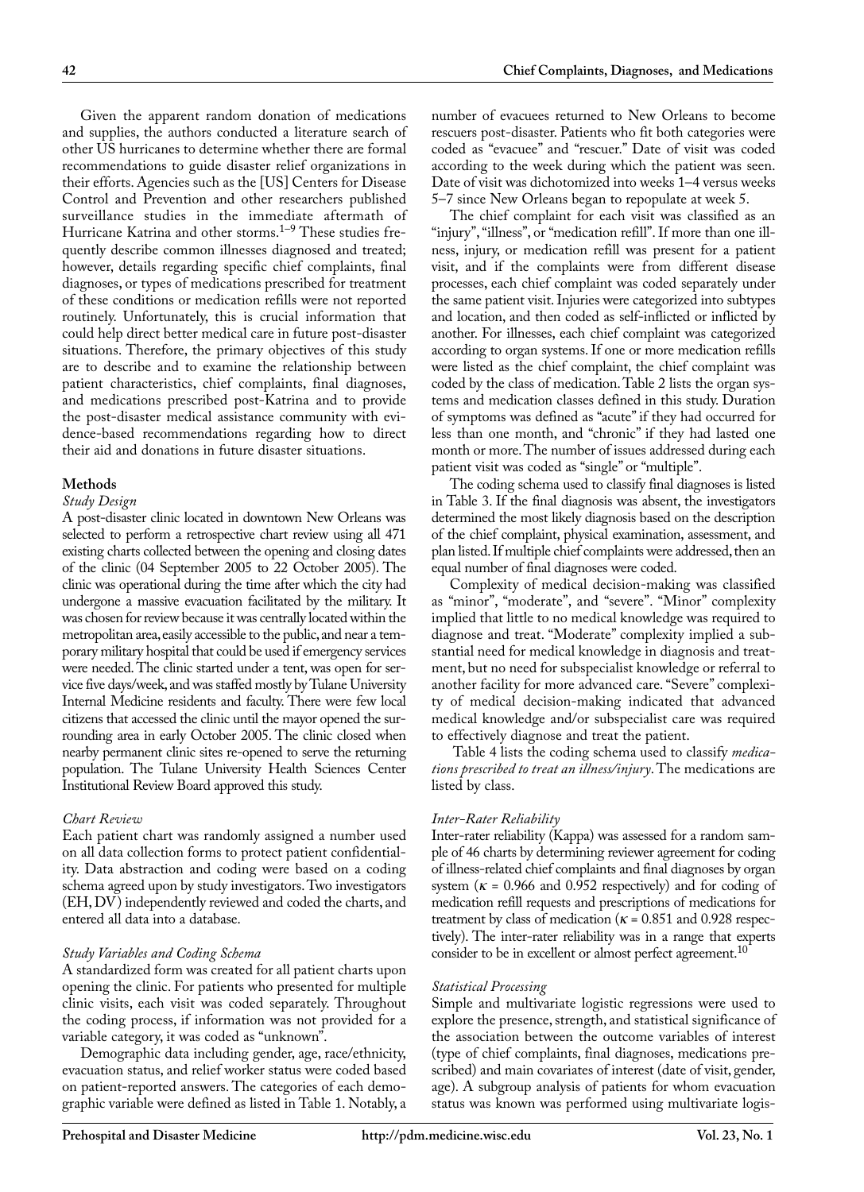Given the apparent random donation of medications and supplies, the authors conducted a literature search of other US hurricanes to determine whether there are formal recommendations to guide disaster relief organizations in their efforts. Agencies such as the [US] Centers for Disease Control and Prevention and other researchers published surveillance studies in the immediate aftermath of Hurricane Katrina and other storms.[1–9] These studies frequently describe common illnesses diagnosed and treated; however, details regarding specific chief complaints, final diagnoses, or types of medications prescribed for treatment of these conditions or medication refills were not reported routinely. Unfortunately, this is crucial information that could help direct better medical care in future post-disaster situations. Therefore, the primary objectives of this study are to describe and to examine the relationship between patient characteristics, chief complaints, final diagnoses, and medications prescribed post-Katrina and to provide the post-disaster medical assistance community with evidence-based recommendations regarding how to direct their aid and donations in future disaster situations.

## Methods

### *Study Design*

A post-disaster clinic located in downtown New Orleans was selected to perform a retrospective chart review using all 471 existing charts collected between the opening and closing dates of the clinic (04 September 2005 to 22 October 2005). The clinic was operational during the time after which the city had undergone a massive evacuation facilitated by the military. It was chosen for review because it was centrally located within the metropolitan area, easily accessible to the public, and near a temporary military hospital that could be used if emergency services were needed. The clinic started under a tent, was open for service five days/week, and was staffed mostly by Tulane University Internal Medicine residents and faculty. There were few local citizens that accessed the clinic until the mayor opened the surrounding area in early October 2005. The clinic closed when nearby permanent clinic sites re-opened to serve the returning population. The Tulane University Health Sciences Center Institutional Review Board approved this study.

### *Chart Review*

Each patient chart was randomly assigned a number used on all data collection forms to protect patient confidentiality. Data abstraction and coding were based on a coding schema agreed upon by study investigators. Two investigators (EH, DV) independently reviewed and coded the charts, and entered all data into a database.

### *Study Variables and Coding Schema*

A standardized form was created for all patient charts upon opening the clinic. For patients who presented for multiple clinic visits, each visit was coded separately. Throughout the coding process, if information was not provided for a variable category, it was coded as "unknown".

Demographic data including gender, age, race/ethnicity, evacuation status, and relief worker status were coded based on patient-reported answers. The categories of each demographic variable were defined as listed in Table 1. Notably, a number of evacuees returned to New Orleans to become rescuers post-disaster. Patients who fit both categories were coded as "evacuee" and "rescuer." Date of visit was coded according to the week during which the patient was seen. Date of visit was dichotomized into weeks 1–4 versus weeks 5–7 since New Orleans began to repopulate at week 5.

The chief complaint for each visit was classified as an "injury", "illness", or "medication refill". If more than one illness, injury, or medication refill was present for a patient visit, and if the complaints were from different disease processes, each chief complaint was coded separately under the same patient visit. Injuries were categorized into subtypes and location, and then coded as self-inflicted or inflicted by another. For illnesses, each chief complaint was categorized according to organ systems. If one or more medication refills were listed as the chief complaint, the chief complaint was coded by the class of medication. Table 2 lists the organ systems and medication classes defined in this study. Duration of symptoms was defined as "acute" if they had occurred for less than one month, and "chronic" if they had lasted one month or more. The number of issues addressed during each patient visit was coded as "single" or "multiple".

The coding schema used to classify final diagnoses is listed in Table 3. If the final diagnosis was absent, the investigators determined the most likely diagnosis based on the description of the chief complaint, physical examination, assessment, and plan listed. If multiple chief complaints were addressed, then an equal number of final diagnoses were coded.

Complexity of medical decision-making was classified as "minor", "moderate", and "severe". "Minor" complexity implied that little to no medical knowledge was required to diagnose and treat. "Moderate" complexity implied a substantial need for medical knowledge in diagnosis and treatment, but no need for subspecialist knowledge or referral to another facility for more advanced care. "Severe" complexity of medical decision-making indicated that advanced medical knowledge and/or subspecialist care was required to effectively diagnose and treat the patient.

Table 4 lists the coding schema used to classify *medications prescribed to treat an illness/injury*. The medications are listed by class.

### *Inter-Rater Reliability*

Inter-rater reliability (Kappa) was assessed for a random sample of 46 charts by determining reviewer agreement for coding of illness-related chief complaints and final diagnoses by organ system ($\kappa$ = 0.966 and 0.952 respectively) and for coding of medication refill requests and prescriptions of medications for treatment by class of medication ($\kappa$ = 0.851 and 0.928 respectively). The inter-rater reliability was in a range that experts consider to be in excellent or almost perfect agreement.[10]

### *Statistical Processing*

Simple and multivariate logistic regressions were used to explore the presence, strength, and statistical significance of the association between the outcome variables of interest (type of chief complaints, final diagnoses, medications prescribed) and main covariates of interest (date of visit, gender, age). A subgroup analysis of patients for whom evacuation status was known was performed using multivariate logis-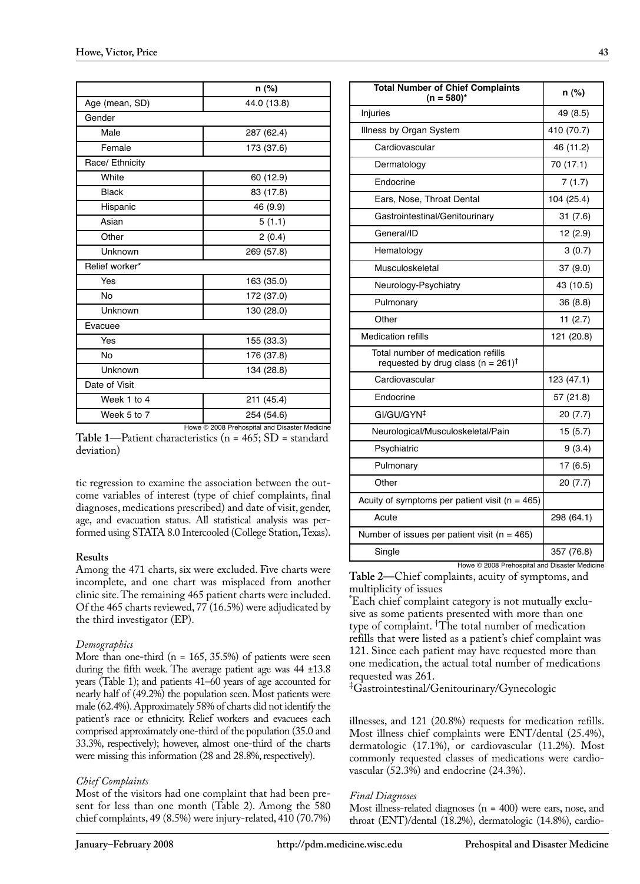|  | n (%) |
|---|---|
| Age (mean, SD) | 44.0 (13.8) |
| Gender | |
| Male | 287 (62.4) |
| Female | 173 (37.6) |
| Race/ Ethnicity | |
| White | 60 (12.9) |
| Black | 83 (17.8) |
| Hispanic | 46 (9.9) |
| Asian | 5 (1.1) |
| Other | 2 (0.4) |
| Unknown | 269 (57.8) |
| Relief worker* | |
| Yes | 163 (35.0) |
| No | 172 (37.0) |
| Unknown | 130 (28.0) |
| Evacuee | |
| Yes | 155 (33.3) |
| No | 176 (37.8) |
| Unknown | 134 (28.8) |
| Date of Visit | |
| Week 1 to 4 | 211 (45.4) |
| Week 5 to 7 | 254 (54.6) |

Howe © 2008 Prehospital and Disaster Medicine

**Table 1**—Patient characteristics (n = 465; SD = standard deviation)

tic regression to examine the association between the outcome variables of interest (type of chief complaints, final diagnoses, medications prescribed) and date of visit, gender, age, and evacuation status. All statistical analysis was performed using STATA 8.0 Intercooled (College Station, Texas).

## Results

Among the 471 charts, six were excluded. Five charts were incomplete, and one chart was misplaced from another clinic site. The remaining 465 patient charts were included. Of the 465 charts reviewed, 77 (16.5%) were adjudicated by the third investigator (EP).

### *Demographics*

More than one-third (n = 165, 35.5%) of patients were seen during the fifth week. The average patient age was 44 ±13.8 years (Table 1); and patients 41–60 years of age accounted for nearly half of (49.2%) the population seen. Most patients were male (62.4%). Approximately 58% of charts did not identify the patient's race or ethnicity. Relief workers and evacuees each comprised approximately one-third of the population (35.0 and 33.3%, respectively); however, almost one-third of the charts were missing this information (28 and 28.8%, respectively).

### *Chief Complaints*

Most of the visitors had one complaint that had been present for less than one month (Table 2). Among the 580 chief complaints, 49 (8.5%) were injury-related, 410 (70.7%) illnesses, and 121 (20.8%) requests for medication refills. Most illness chief complaints were ENT/dental (25.4%), dermatologic (17.1%), or cardiovascular (11.2%). Most commonly requested classes of medications were cardiovascular (52.3%) and endocrine (24.3%).

| Total Number of Chief Complaints (n = 580)* | n (%) |
|---|---|
| Injuries | 49 (8.5) |
| Illness by Organ System | 410 (70.7) |
| Cardiovascular | 46 (11.2) |
| Dermatology | 70 (17.1) |
| Endocrine | 7 (1.7) |
| Ears, Nose, Throat Dental | 104 (25.4) |
| Gastrointestinal/Genitourinary | 31 (7.6) |
| General/ID | 12 (2.9) |
| Hematology | 3 (0.7) |
| Musculoskeletal | 37 (9.0) |
| Neurology-Psychiatry | 43 (10.5) |
| Pulmonary | 36 (8.8) |
| Other | 11 (2.7) |
| Medication refills | 121 (20.8) |
| Total number of medication refills requested by drug class (n = 261)[†] | |
| Cardiovascular | 123 (47.1) |
| Endocrine | 57 (21.8) |
| GI/GU/GYN[‡] | 20 (7.7) |
| Neurological/Musculoskeletal/Pain | 15 (5.7) |
| Psychiatric | 9 (3.4) |
| Pulmonary | 17 (6.5) |
| Other | 20 (7.7) |
| Acuity of symptoms per patient visit (n = 465) | |
| Acute | 298 (64.1) |
| Number of issues per patient visit (n = 465) | |
| Single | 357 (76.8) |

Howe © 2008 Prehospital and Disaster Medicine

**Table 2**—Chief complaints, acuity of symptoms, and multiplicity of issues

*Each chief complaint category is not mutually exclusive as some patients presented with more than one type of complaint. [†]The total number of medication refills that were listed as a patient's chief complaint was 121. Since each patient may have requested more than one medication, the actual total number of medications requested was 261.

[‡]Gastrointestinal/Genitourinary/Gynecologic

### *Final Diagnoses*

Most illness-related diagnoses (n = 400) were ears, nose, and throat (ENT)/dental (18.2%), dermatologic (14.8%), cardio-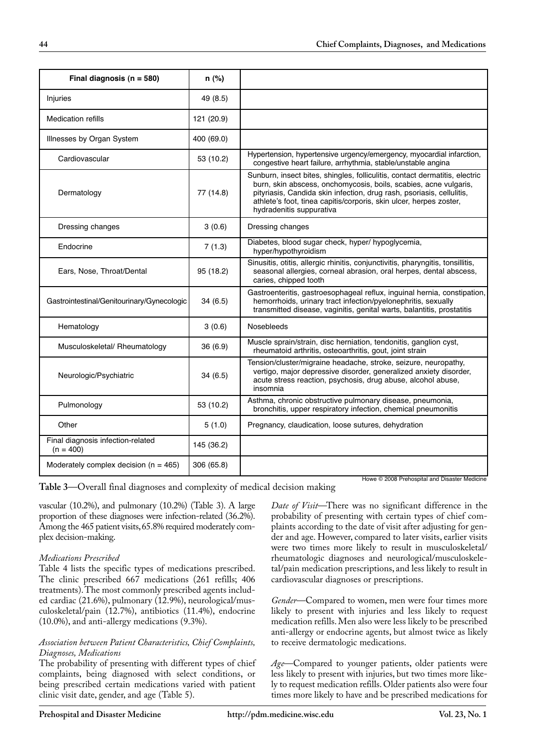| Final diagnosis (n = 580) | n (%) | |
|---|---|---|
| Injuries | 49 (8.5) | |
| Medication refills | 121 (20.9) | |
| Illnesses by Organ System | 400 (69.0) | |
| Cardiovascular | 53 (10.2) | Hypertension, hypertensive urgency/emergency, myocardial infarction, congestive heart failure, arrhythmia, stable/unstable angina |
| Dermatology | 77 (14.8) | Sunburn, insect bites, shingles, folliculitis, contact dermatitis, electric burn, skin abscess, onchomycosis, boils, scabies, acne vulgaris, pityriasis, Candida skin infection, drug rash, psoriasis, cellulitis, athlete's foot, tinea capitis/corporis, skin ulcer, herpes zoster, hydradenitis suppurativa |
| Dressing changes | 3 (0.6) | Dressing changes |
| Endocrine | 7 (1.3) | Diabetes, blood sugar check, hyper/ hypoglycemia, hyper/hypothyroidism |
| Ears, Nose, Throat/Dental | 95 (18.2) | Sinusitis, otitis, allergic rhinitis, conjunctivitis, pharyngitis, tonsillitis, seasonal allergies, corneal abrasion, oral herpes, dental abscess, caries, chipped tooth |
| Gastrointestinal/Genitourinary/Gynecologic | 34 (6.5) | Gastroenteritis, gastroesophageal reflux, inguinal hernia, constipation, hemorrhoids, urinary tract infection/pyelonephritis, sexually transmitted disease, vaginitis, genital warts, balantitis, prostatitis |
| Hematology | 3 (0.6) | Nosebleeds |
| Musculoskeletal/ Rheumatology | 36 (6.9) | Muscle sprain/strain, disc herniation, tendonitis, ganglion cyst, rheumatoid arthritis, osteoarthritis, gout, joint strain |
| Neurologic/Psychiatric | 34 (6.5) | Tension/cluster/migraine headache, stroke, seizure, neuropathy, vertigo, major depressive disorder, generalized anxiety disorder, acute stress reaction, psychosis, drug abuse, alcohol abuse, insomnia |
| Pulmonology | 53 (10.2) | Asthma, chronic obstructive pulmonary disease, pneumonia, bronchitis, upper respiratory infection, chemical pneumonitis |
| Other | 5 (1.0) | Pregnancy, claudication, loose sutures, dehydration |
| Final diagnosis infection-related (n = 400) | 145 (36.2) | |
| Moderately complex decision (n = 465) | 306 (65.8) | |

Howe © 2008 Prehospital and Disaster Medicine

**Table 3**—Overall final diagnoses and complexity of medical decision making

vascular (10.2%), and pulmonary (10.2%) (Table 3). A large proportion of these diagnoses were infection-related (36.2%). Among the 465 patient visits, 65.8% required moderately complex decision-making.

### *Medications Prescribed*

Table 4 lists the specific types of medications prescribed. The clinic prescribed 667 medications (261 refills; 406 treatments). The most commonly prescribed agents included cardiac (21.6%), pulmonary (12.9%), neurological/musculoskeletal/pain (12.7%), antibiotics (11.4%), endocrine (10.0%), and anti-allergy medications (9.3%).

### *Association between Patient Characteristics, Chief Complaints, Diagnoses, Medications*

The probability of presenting with different types of chief complaints, being diagnosed with select conditions, or being prescribed certain medications varied with patient clinic visit date, gender, and age (Table 5).

*Date of Visit*—There was no significant difference in the probability of presenting with certain types of chief complaints according to the date of visit after adjusting for gender and age. However, compared to later visits, earlier visits were two times more likely to result in musculoskeletal/rheumatologic diagnoses and neurological/musculoskeletal/pain medication prescriptions, and less likely to result in cardiovascular diagnoses or prescriptions.

*Gender*—Compared to women, men were four times more likely to present with injuries and less likely to request medication refills. Men also were less likely to be prescribed anti-allergy or endocrine agents, but almost twice as likely to receive dermatologic medications.

*Age*—Compared to younger patients, older patients were less likely to present with injuries, but two times more likely to request medication refills. Older patients also were four times more likely to have and be prescribed medications for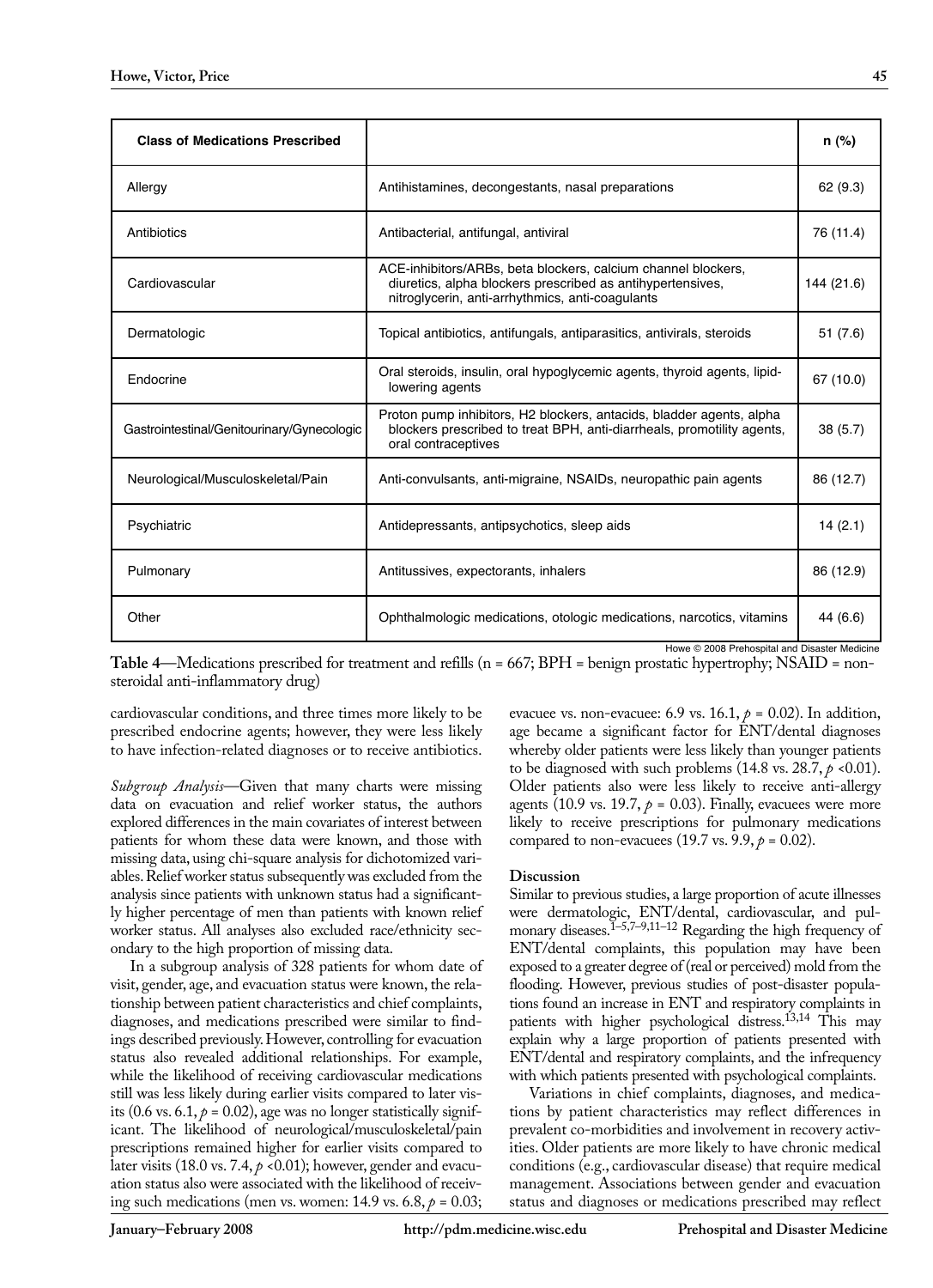| Class of Medications Prescribed | | n (%) |
|---|---|---|
| Allergy | Antihistamines, decongestants, nasal preparations | 62 (9.3) |
| Antibiotics | Antibacterial, antifungal, antiviral | 76 (11.4) |
| Cardiovascular | ACE-inhibitors/ARBs, beta blockers, calcium channel blockers, diuretics, alpha blockers prescribed as antihypertensives, nitroglycerin, anti-arrhythmics, anti-coagulants | 144 (21.6) |
| Dermatologic | Topical antibiotics, antifungals, antiparasitics, antivirals, steroids | 51 (7.6) |
| Endocrine | Oral steroids, insulin, oral hypoglycemic agents, thyroid agents, lipid-lowering agents | 67 (10.0) |
| Gastrointestinal/Genitourinary/Gynecologic | Proton pump inhibitors, H2 blockers, antacids, bladder agents, alpha blockers prescribed to treat BPH, anti-diarrheals, promotility agents, oral contraceptives | 38 (5.7) |
| Neurological/Musculoskeletal/Pain | Anti-convulsants, anti-migraine, NSAIDs, neuropathic pain agents | 86 (12.7) |
| Psychiatric | Antidepressants, antipsychotics, sleep aids | 14 (2.1) |
| Pulmonary | Antitussives, expectorants, inhalers | 86 (12.9) |
| Other | Ophthalmologic medications, otologic medications, narcotics, vitamins | 44 (6.6) |

Howe © 2008 Prehospital and Disaster Medicine

**Table 4**—Medications prescribed for treatment and refills (n = 667; BPH = benign prostatic hypertrophy; NSAID = non-steroidal anti-inflammatory drug)

cardiovascular conditions, and three times more likely to be prescribed endocrine agents; however, they were less likely to have infection-related diagnoses or to receive antibiotics.

*Subgroup Analysis*—Given that many charts were missing data on evacuation and relief worker status, the authors explored differences in the main covariates of interest between patients for whom these data were known, and those with missing data, using chi-square analysis for dichotomized variables. Relief worker status subsequently was excluded from the analysis since patients with unknown status had a significantly higher percentage of men than patients with known relief worker status. All analyses also excluded race/ethnicity secondary to the high proportion of missing data.

In a subgroup analysis of 328 patients for whom date of visit, gender, age, and evacuation status were known, the relationship between patient characteristics and chief complaints, diagnoses, and medications prescribed were similar to findings described previously. However, controlling for evacuation status also revealed additional relationships. For example, while the likelihood of receiving cardiovascular medications still was less likely during earlier visits compared to later visits (0.6 vs. 6.1, $p = 0.02$), age was no longer statistically significant. The likelihood of neurological/musculoskeletal/pain prescriptions remained higher for earlier visits compared to later visits (18.0 vs. 7.4, $p < 0.01$); however, gender and evacuation status also were associated with the likelihood of receiving such medications (men vs. women: 14.9 vs. 6.8, $p = 0.03$; evacuee vs. non-evacuee: 6.9 vs. 16.1, $p = 0.02$). In addition, age became a significant factor for ENT/dental diagnoses whereby older patients were less likely than younger patients to be diagnosed with such problems (14.8 vs. 28.7, $p < 0.01$). Older patients also were less likely to receive anti-allergy agents (10.9 vs. 19.7, $p = 0.03$). Finally, evacuees were more likely to receive prescriptions for pulmonary medications compared to non-evacuees (19.7 vs. 9.9, $p = 0.02$).

## Discussion

Similar to previous studies, a large proportion of acute illnesses were dermatologic, ENT/dental, cardiovascular, and pulmonary diseases.[1–5,7–9,11–12] Regarding the high frequency of ENT/dental complaints, this population may have been exposed to a greater degree of (real or perceived) mold from the flooding. However, previous studies of post-disaster populations found an increase in ENT and respiratory complaints in patients with higher psychological distress.[13,14] This may explain why a large proportion of patients presented with ENT/dental and respiratory complaints, and the infrequency with which patients presented with psychological complaints.

Variations in chief complaints, diagnoses, and medications by patient characteristics may reflect differences in prevalent co-morbidities and involvement in recovery activities. Older patients are more likely to have chronic medical conditions (e.g., cardiovascular disease) that require medical management. Associations between gender and evacuation status and diagnoses or medications prescribed may reflect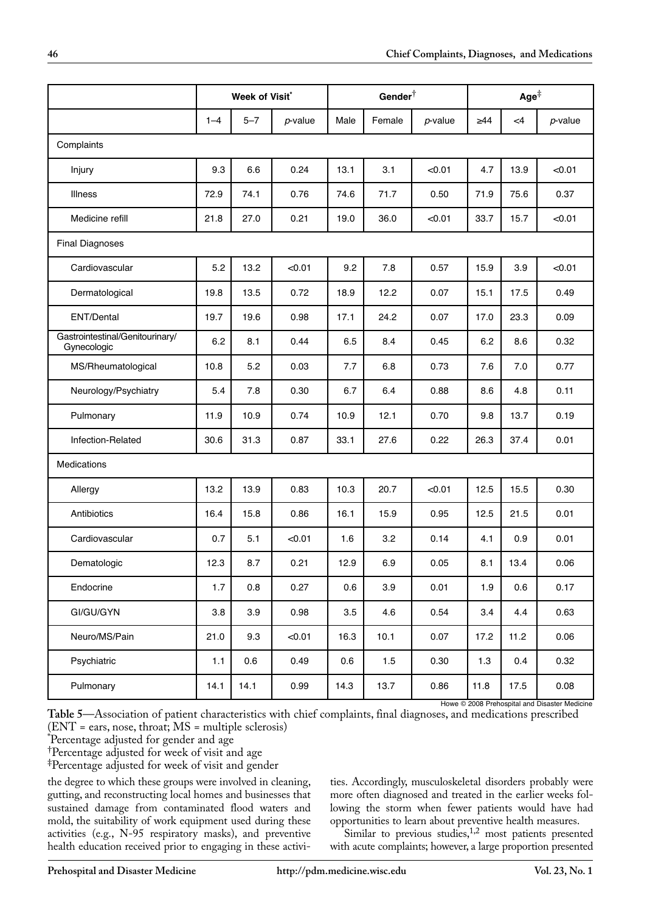| | Week of Visit* | | | Gender† | | | Age‡ | | |
|---|---|---|---|---|---|---|---|---|---|
| | 1–4 | 5–7 | *p*-value | Male | Female | *p*-value | ≥44 | <4 | *p*-value |
| Complaints | | | | | | | | | |
| Injury | 9.3 | 6.6 | 0.24 | 13.1 | 3.1 | <0.01 | 4.7 | 13.9 | <0.01 |
| Illness | 72.9 | 74.1 | 0.76 | 74.6 | 71.7 | 0.50 | 71.9 | 75.6 | 0.37 |
| Medicine refill | 21.8 | 27.0 | 0.21 | 19.0 | 36.0 | <0.01 | 33.7 | 15.7 | <0.01 |
| Final Diagnoses | | | | | | | | | |
| Cardiovascular | 5.2 | 13.2 | <0.01 | 9.2 | 7.8 | 0.57 | 15.9 | 3.9 | <0.01 |
| Dermatological | 19.8 | 13.5 | 0.72 | 18.9 | 12.2 | 0.07 | 15.1 | 17.5 | 0.49 |
| ENT/Dental | 19.7 | 19.6 | 0.98 | 17.1 | 24.2 | 0.07 | 17.0 | 23.3 | 0.09 |
| Gastrointestinal/Genitourinary/Gynecologic | 6.2 | 8.1 | 0.44 | 6.5 | 8.4 | 0.45 | 6.2 | 8.6 | 0.32 |
| MS/Rheumatological | 10.8 | 5.2 | 0.03 | 7.7 | 6.8 | 0.73 | 7.6 | 7.0 | 0.77 |
| Neurology/Psychiatry | 5.4 | 7.8 | 0.30 | 6.7 | 6.4 | 0.88 | 8.6 | 4.8 | 0.11 |
| Pulmonary | 11.9 | 10.9 | 0.74 | 10.9 | 12.1 | 0.70 | 9.8 | 13.7 | 0.19 |
| Infection-Related | 30.6 | 31.3 | 0.87 | 33.1 | 27.6 | 0.22 | 26.3 | 37.4 | 0.01 |
| Medications | | | | | | | | | |
| Allergy | 13.2 | 13.9 | 0.83 | 10.3 | 20.7 | <0.01 | 12.5 | 15.5 | 0.30 |
| Antibiotics | 16.4 | 15.8 | 0.86 | 16.1 | 15.9 | 0.95 | 12.5 | 21.5 | 0.01 |
| Cardiovascular | 0.7 | 5.1 | <0.01 | 1.6 | 3.2 | 0.14 | 4.1 | 0.9 | 0.01 |
| Dematologic | 12.3 | 8.7 | 0.21 | 12.9 | 6.9 | 0.05 | 8.1 | 13.4 | 0.06 |
| Endocrine | 1.7 | 0.8 | 0.27 | 0.6 | 3.9 | 0.01 | 1.9 | 0.6 | 0.17 |
| GI/GU/GYN | 3.8 | 3.9 | 0.98 | 3.5 | 4.6 | 0.54 | 3.4 | 4.4 | 0.63 |
| Neuro/MS/Pain | 21.0 | 9.3 | <0.01 | 16.3 | 10.1 | 0.07 | 17.2 | 11.2 | 0.06 |
| Psychiatric | 1.1 | 0.6 | 0.49 | 0.6 | 1.5 | 0.30 | 1.3 | 0.4 | 0.32 |
| Pulmonary | 14.1 | 14.1 | 0.99 | 14.3 | 13.7 | 0.86 | 11.8 | 17.5 | 0.08 |

Howe © 2008 Prehospital and Disaster Medicine

**Table 5**—Association of patient characteristics with chief complaints, final diagnoses, and medications prescribed (ENT = ears, nose, throat; MS = multiple sclerosis)

*Percentage adjusted for gender and age

†Percentage adjusted for week of visit and age

‡Percentage adjusted for week of visit and gender

the degree to which these groups were involved in cleaning, gutting, and reconstructing local homes and businesses that sustained damage from contaminated flood waters and mold, the suitability of work equipment used during these activities (e.g., N-95 respiratory masks), and preventive health education received prior to engaging in these activities. Accordingly, musculoskeletal disorders probably were more often diagnosed and treated in the earlier weeks following the storm when fewer patients would have had opportunities to learn about preventive health measures.

Similar to previous studies,[1,2] most patients presented with acute complaints; however, a large proportion presented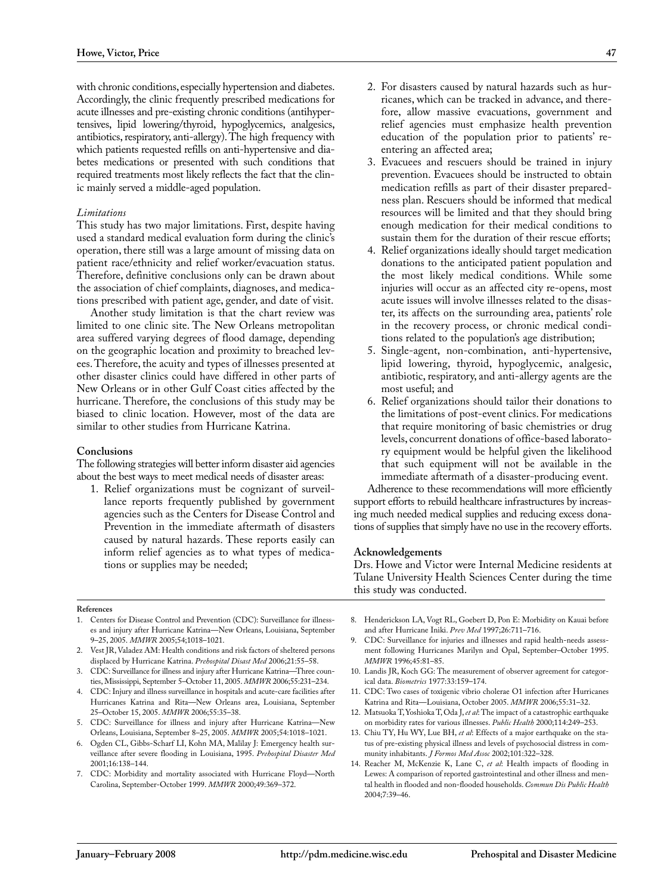with chronic conditions, especially hypertension and diabetes. Accordingly, the clinic frequently prescribed medications for acute illnesses and pre-existing chronic conditions (antihypertensives, lipid lowering/thyroid, hypoglycemics, analgesics, antibiotics, respiratory, anti-allergy). The high frequency with which patients requested refills on anti-hypertensive and diabetes medications or presented with such conditions that required treatments most likely reflects the fact that the clinic mainly served a middle-aged population.

### *Limitations*

This study has two major limitations. First, despite having used a standard medical evaluation form during the clinic's operation, there still was a large amount of missing data on patient race/ethnicity and relief worker/evacuation status. Therefore, definitive conclusions only can be drawn about the association of chief complaints, diagnoses, and medications prescribed with patient age, gender, and date of visit.

Another study limitation is that the chart review was limited to one clinic site. The New Orleans metropolitan area suffered varying degrees of flood damage, depending on the geographic location and proximity to breached levees. Therefore, the acuity and types of illnesses presented at other disaster clinics could have differed in other parts of New Orleans or in other Gulf Coast cities affected by the hurricane. Therefore, the conclusions of this study may be biased to clinic location. However, most of the data are similar to other studies from Hurricane Katrina.

## Conclusions

The following strategies will better inform disaster aid agencies about the best ways to meet medical needs of disaster areas:

1. Relief organizations must be cognizant of surveillance reports frequently published by government agencies such as the Centers for Disease Control and Prevention in the immediate aftermath of disasters caused by natural hazards. These reports easily can inform relief agencies as to what types of medications or supplies may be needed;
2. For disasters caused by natural hazards such as hurricanes, which can be tracked in advance, and therefore, allow massive evacuations, government and relief agencies must emphasize health prevention education of the population prior to patients' re-entering an affected area;
3. Evacuees and rescuers should be trained in injury prevention. Evacuees should be instructed to obtain medication refills as part of their disaster preparedness plan. Rescuers should be informed that medical resources will be limited and that they should bring enough medication for their medical conditions to sustain them for the duration of their rescue efforts;
4. Relief organizations ideally should target medication donations to the anticipated patient population and the most likely medical conditions. While some injuries will occur as an affected city re-opens, most acute issues will involve illnesses related to the disaster, its affects on the surrounding area, patients' role in the recovery process, or chronic medical conditions related to the population's age distribution;
5. Single-agent, non-combination, anti-hypertensive, lipid lowering, thyroid, hypoglycemic, analgesic, antibiotic, respiratory, and anti-allergy agents are the most useful; and
6. Relief organizations should tailor their donations to the limitations of post-event clinics. For medications that require monitoring of basic chemistries or drug levels, concurrent donations of office-based laboratory equipment would be helpful given the likelihood that such equipment will not be available in the immediate aftermath of a disaster-producing event.

Adherence to these recommendations will more efficiently support efforts to rebuild healthcare infrastructures by increasing much needed medical supplies and reducing excess donations of supplies that simply have no use in the recovery efforts.

## Acknowledgements

Drs. Howe and Victor were Internal Medicine residents at Tulane University Health Sciences Center during the time this study was conducted.

## References

1. Centers for Disease Control and Prevention (CDC): Surveillance for illnesses and injury after Hurricane Katrina—New Orleans, Louisiana, September 9–25, 2005. *MMWR* 2005;54;1018–1021.
2. Vest JR, Valadez AM: Health conditions and risk factors of sheltered persons displaced by Hurricane Katrina. *Prehospital Disast Med* 2006;21:55–58.
3. CDC: Surveillance for illness and injury after Hurricane Katrina—Three counties, Mississippi, September 5–October 11, 2005. *MMWR* 2006;55:231–234.
4. CDC: Injury and illness surveillance in hospitals and acute-care facilities after Hurricanes Katrina and Rita—New Orleans area, Louisiana, September 25–October 15, 2005. *MMWR* 2006;55:35–38.
5. CDC: Surveillance for illness and injury after Hurricane Katrina—New Orleans, Louisiana, September 8–25, 2005. *MMWR* 2005;54:1018–1021.
6. Ogden CL, Gibbs-Scharf LI, Kohn MA, Malilay J: Emergency health surveillance after severe flooding in Louisiana, 1995. *Prehospital Disaster Med* 2001;16:138–144.
7. CDC: Morbidity and mortality associated with Hurricane Floyd—North Carolina, September-October 1999. *MMWR* 2000;49:369–372.
8. Henderickson LA, Vogt RL, Goebert D, Pon E: Morbidity on Kauai before and after Hurricane Iniki. *Prev Med* 1997;26:711–716.
9. CDC: Surveillance for injuries and illnesses and rapid health-needs assessment following Hurricanes Marilyn and Opal, September–October 1995. *MMWR* 1996;45:81–85.
10. Landis JR, Koch GG: The measurement of observer agreement for categorical data. *Biometrics* 1977:33:159–174.
11. CDC: Two cases of toxigenic vibrio cholerae O1 infection after Hurricanes Katrina and Rita—Louisiana, October 2005. *MMWR* 2006;55:31–32.
12. Matsuoka T, Yoshioka T, Oda J, *et al*: The impact of a catastrophic earthquake on morbidity rates for various illnesses. *Public Health* 2000;114:249–253.
13. Chiu TY, Hu WY, Lue BH, *et al*: Effects of a major earthquake on the status of pre-existing physical illness and levels of psychosocial distress in community inhabitants. *J Formos Med Assoc* 2002;101:322–328.
14. Reacher M, McKenzie K, Lane C, *et al*: Health impacts of flooding in Lewes: A comparison of reported gastrointestinal and other illness and mental health in flooded and non-flooded households. *Commun Dis Public Health* 2004;7:39–46.